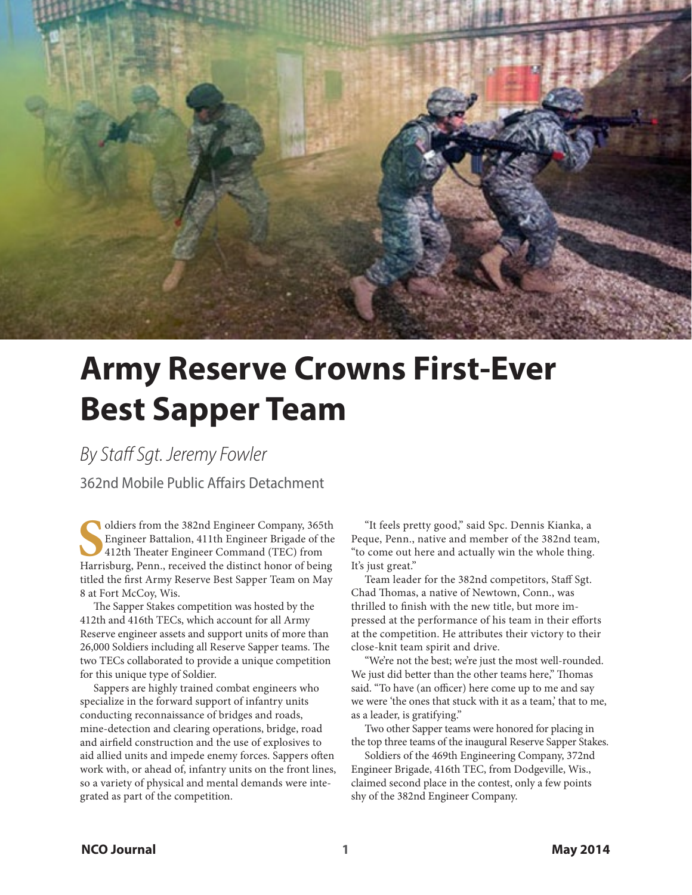# Army Reserve Crowns First-Ever Best Sapper Team

*By Staff Sgt. Jeremy Fowler*

362nd Mobile Public Affairs Detachment

Soldiers from the 382nd Engineer Company, 365th Engineer Battalion, 411th Engineer Brigade of the 412th Theater Engineer Command (TEC) from Harrisburg, Penn., received the distinct honor of being titled the first Army Reserve Best Sapper Team on May 8 at Fort McCoy, Wis.

The Sapper Stakes competition was hosted by the 412th and 416th TECs, which account for all Army Reserve engineer assets and support units of more than 26,000 Soldiers including all Reserve Sapper teams. The two TECs collaborated to provide a unique competition for this unique type of Soldier.

Sappers are highly trained combat engineers who specialize in the forward support of infantry units conducting reconnaissance of bridges and roads, mine-detection and clearing operations, bridge, road and airfield construction and the use of explosives to aid allied units and impede enemy forces. Sappers often work with, or ahead of, infantry units on the front lines, so a variety of physical and mental demands were integrated as part of the competition.

"It feels pretty good," said Spc. Dennis Kianka, a Peque, Penn., native and member of the 382nd team, "to come out here and actually win the whole thing. It's just great."

Team leader for the 382nd competitors, Staff Sgt. Chad Thomas, a native of Newtown, Conn., was thrilled to finish with the new title, but more impressed at the performance of his team in their efforts at the competition. He attributes their victory to their close-knit team spirit and drive.

"We're not the best; we're just the most well-rounded. We just did better than the other teams here," Thomas said. "To have (an officer) here come up to me and say we were 'the ones that stuck with it as a team,' that to me, as a leader, is gratifying."

Two other Sapper teams were honored for placing in the top three teams of the inaugural Reserve Sapper Stakes.

Soldiers of the 469th Engineering Company, 372nd Engineer Brigade, 416th TEC, from Dodgeville, Wis., claimed second place in the contest, only a few points shy of the 382nd Engineer Company.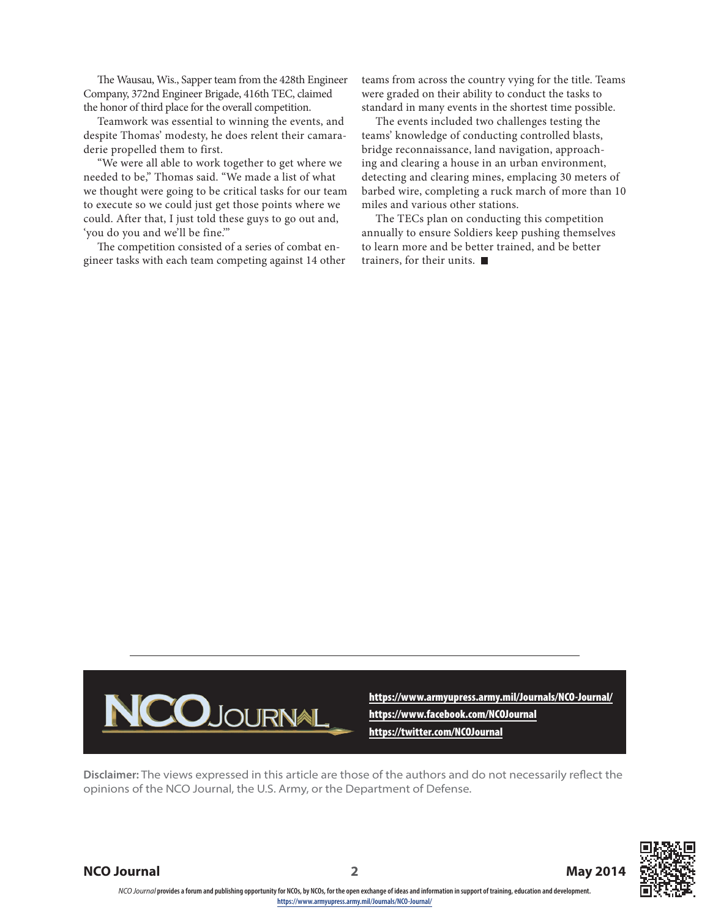The Wausau, Wis., Sapper team from the 428th Engineer Company, 372nd Engineer Brigade, 416th TEC, claimed the honor of third place for the overall competition.

Teamwork was essential to winning the events, and despite Thomas' modesty, he does relent their camaraderie propelled them to first.

"We were all able to work together to get where we needed to be," Thomas said. "We made a list of what we thought were going to be critical tasks for our team to execute so we could just get those points where we could. After that, I just told these guys to go out and, 'you do you and we'll be fine.'"

The competition consisted of a series of combat engineer tasks with each team competing against 14 other teams from across the country vying for the title. Teams were graded on their ability to conduct the tasks to standard in many events in the shortest time possible.

The events included two challenges testing the teams' knowledge of conducting controlled blasts, bridge reconnaissance, land navigation, approaching and clearing a house in an urban environment, detecting and clearing mines, emplacing 30 meters of barbed wire, completing a ruck march of more than 10 miles and various other stations.

The TECs plan on conducting this competition annually to ensure Soldiers keep pushing themselves to learn more and be better trained, and be better trainers, for their units. ■

---

NCO Journal

https://www.armyupress.army.mil/Journals/NCO-Journal/
https://www.facebook.com/NCOJournal
https://twitter.com/NCOJournal

**Disclaimer:** The views expressed in this article are those of the authors and do not necessarily reflect the opinions of the NCO Journal, the U.S. Army, or the Department of Defense.

*NCO Journal* **provides a forum and publishing opportunity for NCOs, by NCOs, for the open exchange of ideas and information in support of training, education and development.**
https://www.armyupress.army.mil/Journals/NCO-Journal/